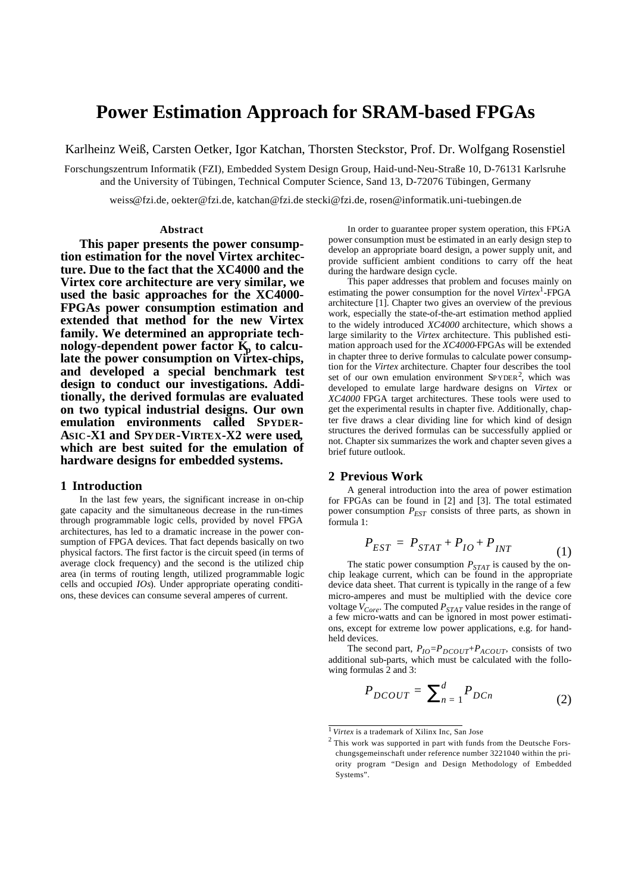# Power Estimation Approach for SRAM-based FPGAs

Karlheinz Weiß, Carsten Oetker, Igor Katchan, Thorsten Steckstor, Prof. Dr. Wolfgang Rosenstiel

Forschungszentrum Informatik (FZI), Embedded System Design Group, Haid-und-Neu-Straße 10, D-76131 Karlsruhe and the University of Tübingen, Technical Computer Science, Sand 13, D-72076 Tübingen, Germany

weiss@fzi.de, oekter@fzi.de, katchan@fzi.de stecki@fzi.de, rosen@informatik.uni-tuebingen.de

### Abstract

**This paper presents the power consumption estimation for the novel Virtex architecture. Due to the fact that the XC4000 and the Virtex core architecture are very similar, we used the basic approaches for the XC4000-FPGAs power consumption estimation and extended that method for the new Virtex family. We determined an appropriate technology-dependent power factor $K_p$ to calculate the power consumption on Virtex-chips, and developed a special benchmark test design to conduct our investigations. Additionally, the derived formulas are evaluated on two typical industrial designs. Our own emulation environments called SPYDER-ASIC-X1 and SPYDER-VIRTEX-X2 were used, which are best suited for the emulation of hardware designs for embedded systems.**

## 1 Introduction

In the last few years, the significant increase in on-chip gate capacity and the simultaneous decrease in the run-times through programmable logic cells, provided by novel FPGA architectures, has led to a dramatic increase in the power consumption of FPGA devices. That fact depends basically on two physical factors. The first factor is the circuit speed (in terms of average clock frequency) and the second is the utilized chip area (in terms of routing length, utilized programmable logic cells and occupied *IOs*). Under appropriate operating conditions, these devices can consume several amperes of current.

In order to guarantee proper system operation, this FPGA power consumption must be estimated in an early design step to develop an appropriate board design, a power supply unit, and provide sufficient ambient conditions to carry off the heat during the hardware design cycle.

This paper addresses that problem and focuses mainly on estimating the power consumption for the novel *Virtex*[1]-FPGA architecture [1]. Chapter two gives an overview of the previous work, especially the state-of-the-art estimation method applied to the widely introduced *XC4000* architecture, which shows a large similarity to the *Virtex* architecture. This published estimation approach used for the *XC4000*-FPGAs will be extended in chapter three to derive formulas to calculate power consumption for the *Virtex* architecture. Chapter four describes the tool set of our own emulation environment SPYDER[2], which was developed to emulate large hardware designs on *Virtex* or *XC4000* FPGA target architectures. These tools were used to get the experimental results in chapter five. Additionally, chapter five draws a clear dividing line for which kind of design structures the derived formulas can be successfully applied or not. Chapter six summarizes the work and chapter seven gives a brief future outlook.

## 2 Previous Work

A general introduction into the area of power estimation for FPGAs can be found in [2] and [3]. The total estimated power consumption $P_{EST}$ consists of three parts, as shown in formula 1:

$$P_{EST} = P_{STAT} + P_{IO} + P_{INT} \tag{1}$$

The static power consumption $P_{STAT}$ is caused by the on-chip leakage current, which can be found in the appropriate device data sheet. That current is typically in the range of a few micro-amperes and must be multiplied with the device core voltage $V_{Core}$. The computed $P_{STAT}$ value resides in the range of a few micro-watts and can be ignored in most power estimations, except for extreme low power applications, e.g. for handheld devices.

The second part, $P_{IO}=P_{DCOUT}+P_{ACOUT}$, consists of two additional sub-parts, which must be calculated with the following formulas 2 and 3:

$$P_{DCOUT} = \sum_{n=1}^{d} P_{DCn} \tag{2}$$

[1] *Virtex* is a trademark of Xilinx Inc, San Jose

[2] This work was supported in part with funds from the Deutsche Forschungsgemeinschaft under reference number 3221040 within the priority program "Design and Design Methodology of Embedded Systems".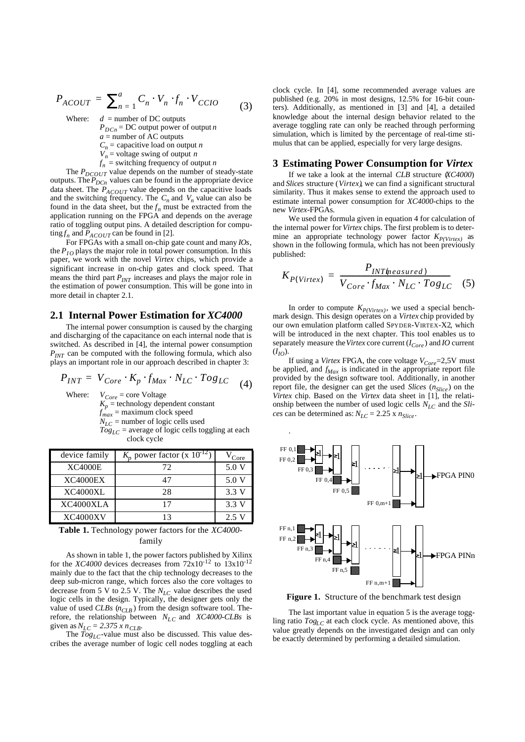$$P_{ACOUT} = \sum_{n=1}^{a} C_n \cdot V_n \cdot f_n \cdot V_{CCIO} \quad (3)$$

Where: $d$ = number of DC outputs
$P_{DCn}$ = DC output power of output $n$
$a$ = number of AC outputs
$C_n$ = capacitive load on output $n$
$V_n$ = voltage swing of output $n$
$f_n$ = switching frequency of output $n$

The $P_{DCOUT}$ value depends on the number of steady-state outputs. The $P_{DCn}$ values can be found in the appropriate device data sheet. The $P_{ACOUT}$ value depends on the capacitive loads and the switching frequency. The $C_n$ and $V_n$ value can also be found in the data sheet, but the $f_n$ must be extracted from the application running on the FPGA and depends on the average ratio of toggling output pins. A detailed description for computing $f_n$ and $P_{ACOUT}$ can be found in [2].

For FPGAs with a small on-chip gate count and many *IOs*, the $P_{IO}$ plays the major role in total power consumption. In this paper, we work with the novel *Virtex* chips, which provide a significant increase in on-chip gates and clock speed. That means the third part $P_{INT}$ increases and plays the major role in the estimation of power consumption. This will be gone into in more detail in chapter 2.1.

## 2.1 Internal Power Estimation for *XC4000*

The internal power consumption is caused by the charging and discharging of the capacitance on each internal node that is switched. As described in [4], the internal power consumption $P_{INT}$ can be computed with the following formula, which also plays an important role in our approach described in chapter 3:

$$P_{INT} = V_{Core} \cdot K_p \cdot f_{Max} \cdot N_{LC} \cdot Tog_{LC} \quad (4)$$

Where: $V_{Core}$ = core Voltage
$K_p$ = technology dependent constant
$f_{max}$ = maximum clock speed
$N_{LC}$ = number of logic cells used
$Tog_{LC}$ = average of logic cells toggling at each clock cycle

| device family | $K_p$ power factor (x $10^{-12}$) | $V_{Core}$ |
|---|---|---|
| XC4000E | 72 | 5.0 V |
| XC4000EX | 47 | 5.0 V |
| XC4000XL | 28 | 3.3 V |
| XC4000XLA | 17 | 3.3 V |
| XC4000XV | 13 | 2.5 V |

**Table 1.** Technology power factors for the *XC4000*-family

As shown in table 1, the power factors published by Xilinx for the *XC4000* devices decreases from $72 \times 10^{-12}$ to $13 \times 10^{-12}$ mainly due to the fact that the chip technology decreases to the deep sub-micron range, which forces also the core voltages to decrease from 5 V to 2.5 V. The $N_{LC}$ value describes the used logic cells in the design. Typically, the designer gets only the value of used *CLBs* ($n_{CLB}$) from the design software tool. Therefore, the relationship between $N_{LC}$ and *XC4000-CLBs* is given as $N_{LC} = 2.375 \times n_{CLB}$.

The $Tog_{LC}$-value must also be discussed. This value describes the average number of logic cell nodes toggling at each clock cycle. In [4], some recommended average values are published (e.g. 20% in most designs, 12.5% for 16-bit counters). Additionally, as mentioned in [3] and [4], a detailed knowledge about the internal design behavior related to the average toggling rate can only be reached through performing simulation, which is limited by the percentage of real-time stimulus that can be applied, especially for very large designs.

## 3 Estimating Power Consumption for *Virtex*

If we take a look at the internal *CLB* structure (*XC4000*) and *Slices* structure (*Virtex*), we can find a significant structural similarity. Thus it makes sense to extend the approach used to estimate internal power consumption for *XC4000*-chips to the new *Virtex*-FPGAs.

We used the formula given in equation 4 for calculation of the internal power for *Virtex* chips. The first problem is to determine an appropriate technology power factor $K_{P(Virtex)}$ as shown in the following formula, which has not been previously published:

$$K_{P(Virtex)} = \frac{P_{INT(measured)}}{V_{Core} \cdot f_{Max} \cdot N_{LC} \cdot Tog_{LC}} \quad (5)$$

In order to compute $K_{P(Virtex)}$, we used a special benchmark design. This design operates on a *Virtex* chip provided by our own emulation platform called SPYDER-VIRTEX-X2, which will be introduced in the next chapter. This tool enables us to separately measure the *Virtex* core current ($I_{Core}$) and *IO* current ($I_{IO}$).

If using a *Virtex* FPGA, the core voltage $V_{Core}$=2,5V must be applied, and $f_{Max}$ is indicated in the appropriate report file provided by the design software tool. Additionally, in another report file, the designer can get the used *Slices* ($n_{Slice}$) on the *Virtex* chip. Based on the *Virtex* data sheet in [1], the relationship between the number of used logic cells $N_{LC}$ and the *Slices* can be determined as: $N_{LC} = 2.25 \times n_{Slice}$.

**Figure 1.** Structure of the benchmark test design

The last important value in equation 5 is the average toggling ratio $Tog_{LC}$ at each clock cycle. As mentioned above, this value greatly depends on the investigated design and can only be exactly determined by performing a detailed simulation.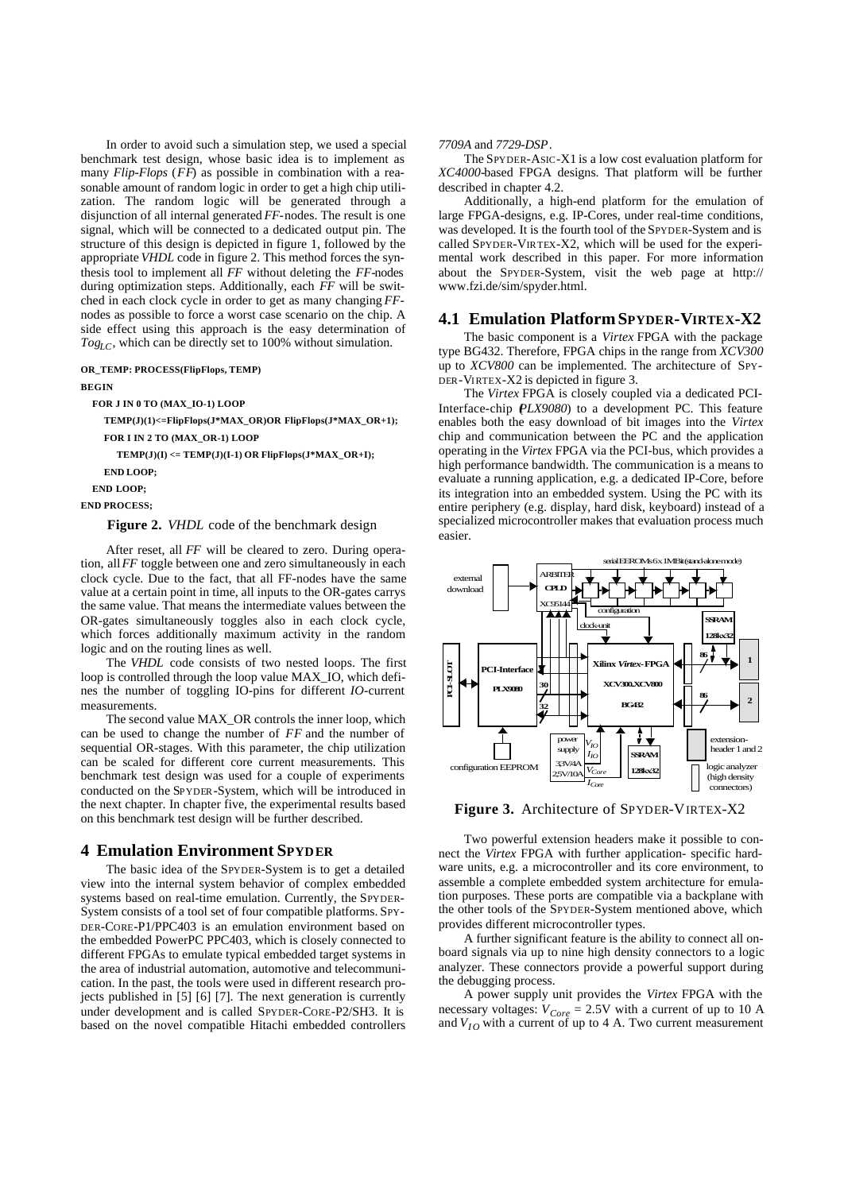In order to avoid such a simulation step, we used a special benchmark test design, whose basic idea is to implement as many *Flip-Flops* (*FF*) as possible in combination with a reasonable amount of random logic in order to get a high chip utilization. The random logic will be generated through a disjunction of all internal generated *FF*-nodes. The result is one signal, which will be connected to a dedicated output pin. The structure of this design is depicted in figure 1, followed by the appropriate *VHDL* code in figure 2. This method forces the synthesis tool to implement all *FF* without deleting the *FF*-nodes during optimization steps. Additionally, each *FF* will be switched in each clock cycle in order to get as many changing *FF*-nodes as possible to force a worst case scenario on the chip. A side effect using this approach is the easy determination of $Tog_{LC}$, which can be directly set to 100% without simulation.

```
OR_TEMP: PROCESS(FlipFlops, TEMP)
BEGIN
  FOR J IN 0 TO (MAX_IO-1) LOOP
    TEMP(J)(1)<=FlipFlops(J*MAX_OR)OR FlipFlops(J*MAX_OR+1);
    FOR I IN 2 TO (MAX_OR-1) LOOP
      TEMP(J)(I) <= TEMP(J)(I-1) OR FlipFlops(J*MAX_OR+I);
    END LOOP;
  END LOOP;
END PROCESS;
```

**Figure 2.** *VHDL* code of the benchmark design

After reset, all *FF* will be cleared to zero. During operation, all *FF* toggle between one and zero simultaneously in each clock cycle. Due to the fact, that all FF-nodes have the same value at a certain point in time, all inputs to the OR-gates carrys the same value. That means the intermediate values between the OR-gates simultaneously toggles also in each clock cycle, which forces additionally maximum activity in the random logic and on the routing lines as well.

The *VHDL* code consists of two nested loops. The first loop is controlled through the loop value MAX_IO, which defines the number of toggling IO-pins for different *IO*-current measurements.

The second value MAX_OR controls the inner loop, which can be used to change the number of *FF* and the number of sequential OR-stages. With this parameter, the chip utilization can be scaled for different core current measurements. This benchmark test design was used for a couple of experiments conducted on the SPYDER-System, which will be introduced in the next chapter. In chapter five, the experimental results based on this benchmark test design will be further described.

## 4 Emulation Environment SPYDER

The basic idea of the SPYDER-System is to get a detailed view into the internal system behavior of complex embedded systems based on real-time emulation. Currently, the SPYDER-System consists of a tool set of four compatible platforms. SPYDER-CORE-P1/PPC403 is an emulation environment based on the embedded PowerPC PPC403, which is closely connected to different FPGAs to emulate typical embedded target systems in the area of industrial automation, automotive and telecommunication. In the past, the tools were used in different research projects published in [5] [6] [7]. The next generation is currently under development and is called SPYDER-CORE-P2/SH3. It is based on the novel compatible Hitachi embedded controllers *7709A* and *7729-DSP*.

The SPYDER-ASIC-X1 is a low cost evaluation platform for *XC4000*-based FPGA designs. That platform will be further described in chapter 4.2.

Additionally, a high-end platform for the emulation of large FPGA-designs, e.g. IP-Cores, under real-time conditions, was developed. It is the fourth tool of the SPYDER-System and is called SPYDER-VIRTEX-X2, which will be used for the experimental work described in this paper. For more information about the SPYDER-System, visit the web page at http://www.fzi.de/sim/spyder.html.

### 4.1 Emulation Platform SPYDER-VIRTEX-X2

The basic component is a *Virtex* FPGA with the package type BG432. Therefore, FPGA chips in the range from *XCV300* up to *XCV800* can be implemented. The architecture of SPYDER-VIRTEX-X2 is depicted in figure 3.

The *Virtex* FPGA is closely coupled via a dedicated PCI-Interface-chip (*PLX9080*) to a development PC. This feature enables both the easy download of bit images into the *Virtex* chip and communication between the PC and the application operating in the *Virtex* FPGA via the PCI-bus, which provides a high performance bandwidth. The communication is a means to evaluate a running application, e.g. a dedicated IP-Core, before its integration into an embedded system. Using the PC with its entire periphery (e.g. display, hard disk, keyboard) instead of a specialized microcontroller makes that evaluation process much easier.

**Figure 3.** Architecture of SPYDER-VIRTEX-X2

Two powerful extension headers make it possible to connect the *Virtex* FPGA with further application- specific hardware units, e.g. a microcontroller and its core environment, to assemble a complete embedded system architecture for emulation purposes. These ports are compatible via a backplane with the other tools of the SPYDER-System mentioned above, which provides different microcontroller types.

A further significant feature is the ability to connect all on-board signals via up to nine high density connectors to a logic analyzer. These connectors provide a powerful support during the debugging process.

A power supply unit provides the *Virtex* FPGA with the necessary voltages: $V_{Core}$ = 2.5V with a current of up to 10 A and $V_{IO}$ with a current of up to 4 A. Two current measurement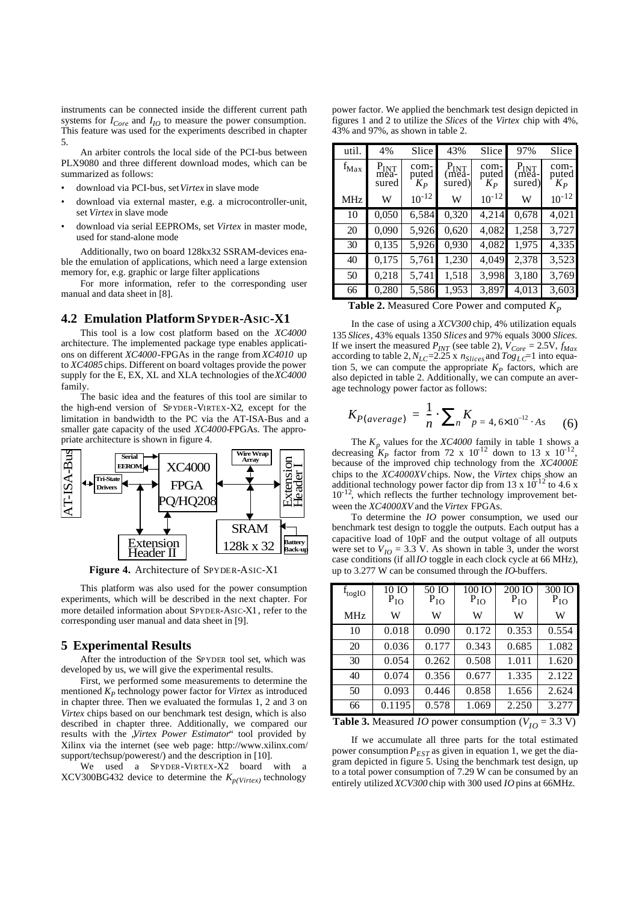instruments can be connected inside the different current path systems for $I_{Core}$ and $I_{IO}$ to measure the power consumption. This feature was used for the experiments described in chapter 5.

An arbiter controls the local side of the PCI-bus between PLX9080 and three different download modes, which can be summarized as follows:

- download via PCI-bus, set *Virtex* in slave mode
- download via external master, e.g. a microcontroller-unit, set *Virtex* in slave mode
- download via serial EEPROMs, set *Virtex* in master mode, used for stand-alone mode

Additionally, two on board 128kx32 SSRAM-devices enable the emulation of applications, which need a large extension memory for, e.g. graphic or large filter applications

For more information, refer to the corresponding user manual and data sheet in [8].

## 4.2 Emulation Platform SPYDER-ASIC-X1

This tool is a low cost platform based on the *XC4000* architecture. The implemented package type enables applications on different *XC4000*-FPGAs in the range from *XC4010* up to *XC4085* chips. Different on board voltages provide the power supply for the E, EX, XL and XLA technologies of the *XC4000* family.

The basic idea and the features of this tool are similar to the high-end version of SPYDER-VIRTEX-X2, except for the limitation in bandwidth to the PC via the AT-ISA-Bus and a smaller gate capacity of the used *XC4000*-FPGAs. The appropriate architecture is shown in figure 4.

**Figure 4.** Architecture of SPYDER-ASIC-X1

This platform was also used for the power consumption experiments, which will be described in the next chapter. For more detailed information about SPYDER-ASIC-X1, refer to the corresponding user manual and data sheet in [9].

## 5 Experimental Results

After the introduction of the SPYDER tool set, which was developed by us, we will give the experimental results.

First, we performed some measurements to determine the mentioned $K_P$ technology power factor for *Virtex* as introduced in chapter three. Then we evaluated the formulas 1, 2 and 3 on *Virtex* chips based on our benchmark test design, which is also described in chapter three. Additionally, we compared our results with the „*Virtex Power Estimator*" tool provided by Xilinx via the internet (see web page: http://www.xilinx.com/support/techsup/powerest/) and the description in [10].

We used a SPYDER-VIRTEX-X2 board with a XCV300BG432 device to determine the $K_{p(Virtex)}$ technology power factor. We applied the benchmark test design depicted in figures 1 and 2 to utilize the *Slices* of the *Virtex* chip with 4%, 43% and 97%, as shown in table 2.

| util. | 4% | Slice | 43% | Slice | 97% | Slice |
|---|---|---|---|---|---|---|
| $f_{Max}$ | $P_{INT}$ measured | computed $K_P$ | $P_{INT}$ (measured) | computed $K_P$ | $P_{INT}$ (measured) | computed $K_P$ |
| MHz | W | $10^{-12}$ | W | $10^{-12}$ | W | $10^{-12}$ |
| 10 | 0,050 | 6,584 | 0,320 | 4,214 | 0,678 | 4,021 |
| 20 | 0,090 | 5,926 | 0,620 | 4,082 | 1,258 | 3,727 |
| 30 | 0,135 | 5,926 | 0,930 | 4,082 | 1,975 | 4,335 |
| 40 | 0,175 | 5,761 | 1,230 | 4,049 | 2,378 | 3,523 |
| 50 | 0,218 | 5,741 | 1,518 | 3,998 | 3,180 | 3,769 |
| 66 | 0,280 | 5,586 | 1,953 | 3,897 | 4,013 | 3,603 |

**Table 2.** Measured Core Power and computed $K_P$

In the case of using a *XCV300* chip, 4% utilization equals 135 *Slices*, 43% equals 1350 *Slices* and 97% equals 3000 *Slices*. If we insert the measured $P_{INT}$ (see table 2), $V_{Core}$ = 2.5V, $f_{Max}$ according to table 2, $N_{LC}$=2.25 x $n_{Slices}$ and $Tog_{LC}$=1 into equation 5, we can compute the appropriate $K_P$ factors, which are also depicted in table 2. Additionally, we can compute an average technology power factor as follows:

$$K_{P(average)} = \frac{1}{n} \cdot \sum_n K_p = 4,6 \times 10^{-12} \cdot As \qquad (6)$$

The $K_p$ values for the *XC4000* family in table 1 shows a decreasing $K_P$ factor from 72 x $10^{-12}$ down to 13 x $10^{-12}$, because of the improved chip technology from the *XC4000E* chips to the *XC4000XV* chips. Now, the *Virtex* chips show an additional technology power factor dip from 13 x $10^{-12}$ to 4.6 x $10^{-12}$, which reflects the further technology improvement between the *XC4000XV* and the *Virtex* FPGAs.

To determine the *IO* power consumption, we used our benchmark test design to toggle the outputs. Each output has a capacitive load of 10pF and the output voltage of all outputs were set to $V_{IO}$ = 3.3 V. As shown in table 3, under the worst case conditions (if all *IO* toggle in each clock cycle at 66 MHz), up to 3.277 W can be consumed through the *IO*-buffers.

| $f_{togIO}$ | 10 IO $P_{IO}$ | 50 IO $P_{IO}$ | 100 IO $P_{IO}$ | 200 IO $P_{IO}$ | 300 IO $P_{IO}$ |
|---|---|---|---|---|---|
| MHz | W | W | W | W | W |
| 10 | 0.018 | 0.090 | 0.172 | 0.353 | 0.554 |
| 20 | 0.036 | 0.177 | 0.343 | 0.685 | 1.082 |
| 30 | 0.054 | 0.262 | 0.508 | 1.011 | 1.620 |
| 40 | 0.074 | 0.356 | 0.677 | 1.335 | 2.122 |
| 50 | 0.093 | 0.446 | 0.858 | 1.656 | 2.624 |
| 66 | 0.1195 | 0.578 | 1.069 | 2.250 | 3.277 |

**Table 3.** Measured *IO* power consumption ($V_{IO}$ = 3.3 V)

If we accumulate all three parts for the total estimated power consumption $P_{EST}$ as given in equation 1, we get the diagram depicted in figure 5. Using the benchmark test design, up to a total power consumption of 7.29 W can be consumed by an entirely utilized *XCV300* chip with 300 used *IO* pins at 66MHz.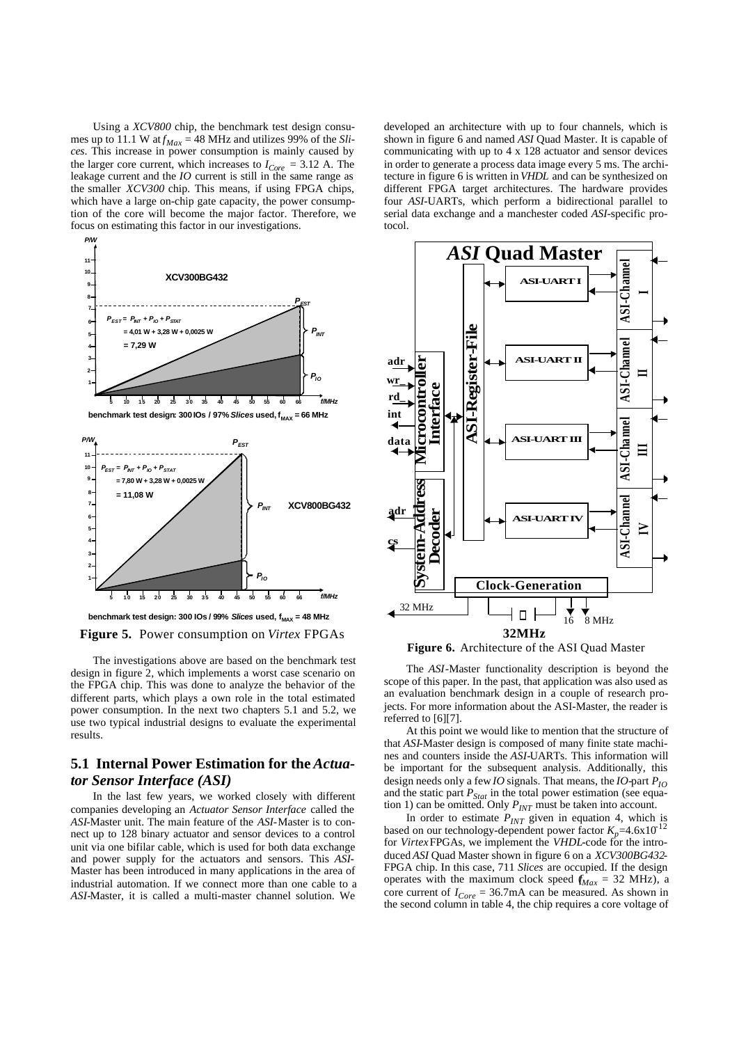Using a *XCV800* chip, the benchmark test design consumes up to 11.1 W at $f_{Max}$ = 48 MHz and utilizes 99% of the *Slices*. This increase in power consumption is mainly caused by the larger core current, which increases to $I_{Core}$ = 3.12 A. The leakage current and the *IO* current is still in the same range as the smaller *XCV300* chip. This means, if using FPGA chips, which have a large on-chip gate capacity, the power consumption of the core will become the major factor. Therefore, we focus on estimating this factor in our investigations.

**Figure 5.** Power consumption on *Virtex* FPGAs

The investigations above are based on the benchmark test design in figure 2, which implements a worst case scenario on the FPGA chip. This was done to analyze the behavior of the different parts, which plays a own role in the total estimated power consumption. In the next two chapters 5.1 and 5.2, we use two typical industrial designs to evaluate the experimental results.

## 5.1 Internal Power Estimation for the *Actuator Sensor Interface (ASI)*

In the last few years, we worked closely with different companies developing an *Actuator Sensor Interface* called the *ASI*-Master unit. The main feature of the *ASI*-Master is to connect up to 128 binary actuator and sensor devices to a control unit via one bifilar cable, which is used for both data exchange and power supply for the actuators and sensors. This *ASI*-Master has been introduced in many applications in the area of industrial automation. If we connect more than one cable to a *ASI*-Master, it is called a multi-master channel solution. We developed an architecture with up to four channels, which is shown in figure 6 and named *ASI* Quad Master. It is capable of communicating with up to 4 x 128 actuator and sensor devices in order to generate a process data image every 5 ms. The architecture in figure 6 is written in *VHDL* and can be synthesized on different FPGA target architectures. The hardware provides four *ASI*-UARTs, which perform a bidirectional parallel to serial data exchange and a manchester coded *ASI*-specific protocol.

**Figure 6.** Architecture of the ASI Quad Master

The *ASI*-Master functionality description is beyond the scope of this paper. In the past, that application was also used as an evaluation benchmark design in a couple of research projects. For more information about the ASI-Master, the reader is referred to [6][7].

At this point we would like to mention that the structure of that *ASI*-Master design is composed of many finite state machines and counters inside the *ASI*-UARTs. This information will be important for the subsequent analysis. Additionally, this design needs only a few *IO* signals. That means, the *IO*-part $P_{IO}$ and the static part $P_{Stat}$ in the total power estimation (see equation 1) can be omitted. Only $P_{INT}$ must be taken into account.

In order to estimate $P_{INT}$ given in equation 4, which is based on our technology-dependent power factor $K_p$=4.6x10$^{-12}$ for *Virtex* FPGAs, we implement the *VHDL*-code for the introduced *ASI* Quad Master shown in figure 6 on a *XCV300BG432*-FPGA chip. In this case, 711 *Slices* are occupied. If the design operates with the maximum clock speed ($f_{Max}$ = 32 MHz), a core current of $I_{Core}$ = 36.7mA can be measured. As shown in the second column in table 4, the chip requires a core voltage of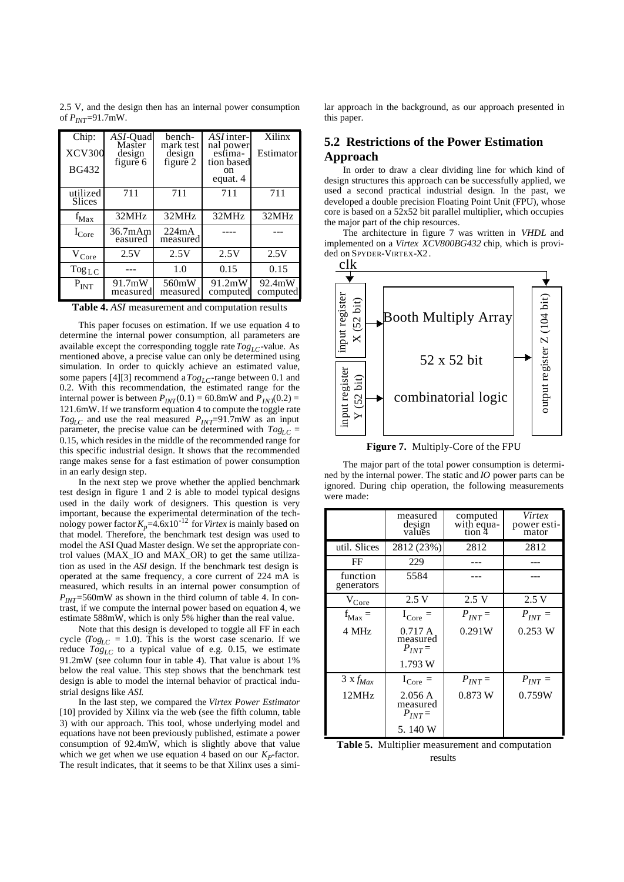2.5 V, and the design then has an internal power consumption of $P_{INT}$=91.7mW.

| Chip: XCV300 BG432 | *ASI*-Quad Master design figure 6 | bench-mark test design figure 2 | *ASI* internal power estimation based on equat. 4 | Xilinx Estimator |
|---|---|---|---|---|
| utilized Slices | 711 | 711 | 711 | 711 |
| $f_{Max}$ | 32MHz | 32MHz | 32MHz | 32MHz |
| $I_{Core}$ | 36.7mA measured | 224mA measured | ---- | --- |
| $V_{Core}$ | 2.5V | 2.5V | 2.5V | 2.5V |
| $Tog_{LC}$ | --- | 1.0 | 0.15 | 0.15 |
| $P_{INT}$ | 91.7mW measured | 560mW measured | 91.2mW computed | 92.4mW computed |

**Table 4.** *ASI* measurement and computation results

This paper focuses on estimation. If we use equation 4 to determine the internal power consumption, all parameters are available except the corresponding toggle rate $Tog_{LC}$-value. As mentioned above, a precise value can only be determined using simulation. In order to quickly achieve an estimated value, some papers [4][3] recommend a $Tog_{LC}$-range between 0.1 and 0.2. With this recommendation, the estimated range for the internal power is between $P_{INT}(0.1)$ = 60.8mW and $P_{INT}(0.2)$ = 121.6mW. If we transform equation 4 to compute the toggle rate $Tog_{LC}$ and use the real measured $P_{INT}$=91.7mW as an input parameter, the precise value can be determined with $Tog_{LC}$ = 0.15, which resides in the middle of the recommended range for this specific industrial design. It shows that the recommended range makes sense for a fast estimation of power consumption in an early design step.

In the next step we prove whether the applied benchmark test design in figure 1 and 2 is able to model typical designs used in the daily work of designers. This question is very important, because the experimental determination of the technology power factor $K_p$=4.6x10$^{-12}$ for *Virtex* is mainly based on that model. Therefore, the benchmark test design was used to model the ASI Quad Master design. We set the appropriate control values (MAX_IO and MAX_OR) to get the same utilization as used in the *ASI* design. If the benchmark test design is operated at the same frequency, a core current of 224 mA is measured, which results in an internal power consumption of $P_{INT}$=560mW as shown in the third column of table 4. In contrast, if we compute the internal power based on equation 4, we estimate 588mW, which is only 5% higher than the real value.

Note that this design is developed to toggle all FF in each cycle ($Tog_{LC}$ = 1.0). This is the worst case scenario. If we reduce $Tog_{LC}$ to a typical value of e.g. 0.15, we estimate 91.2mW (see column four in table 4). That value is about 1% below the real value. This step shows that the benchmark test design is able to model the internal behavior of practical industrial designs like *ASI*.

In the last step, we compared the *Virtex Power Estimator* [10] provided by Xilinx via the web (see the fifth column, table 3) with our approach. This tool, whose underlying model and equations have not been previously published, estimate a power consumption of 92.4mW, which is slightly above that value which we get when we use equation 4 based on our $K_P$-factor. The result indicates, that it seems to be that Xilinx uses a similar approach in the background, as our approach presented in this paper.

## 5.2 Restrictions of the Power Estimation Approach

In order to draw a clear dividing line for which kind of design structures this approach can be successfully applied, we used a second practical industrial design. In the past, we developed a double precision Floating Point Unit (FPU), whose core is based on a 52x52 bit parallel multiplier, which occupies the major part of the chip resources.

The architecture in figure 7 was written in *VHDL* and implemented on a *Virtex XCV800BG432* chip, which is provided on SPYDER-VIRTEX-X2.

clk

input register X (52 bit) | input register Y (52 bit) | Booth Multiply Array 52 x 52 bit combinatorial logic | output register Z (104 bit)

**Figure 7.** Multiply-Core of the FPU

The major part of the total power consumption is determined by the internal power. The static and *IO* power parts can be ignored. During chip operation, the following measurements were made:

| | measured design values | computed with equation 4 | *Virtex* power estimator |
|---|---|---|---|
| util. Slices | 2812 (23%) | 2812 | 2812 |
| FF | 229 | --- | --- |
| function generators | 5584 | --- | --- |
| $V_{Core}$ | 2.5 V | 2.5 V | 2.5 V |
| $f_{Max}$ = 4 MHz | $I_{Core}$ = 0.717 A measured $P_{INT}$ = 1.793 W | $P_{INT}$ = 0.291W | $P_{INT}$ = 0.253 W |
| 3 x $f_{Max}$ 12MHz | $I_{Core}$ = 2.056 A measured $P_{INT}$ = 5. 140 W | $P_{INT}$ = 0.873 W | $P_{INT}$ = 0.759W |

**Table 5.** Multiplier measurement and computation results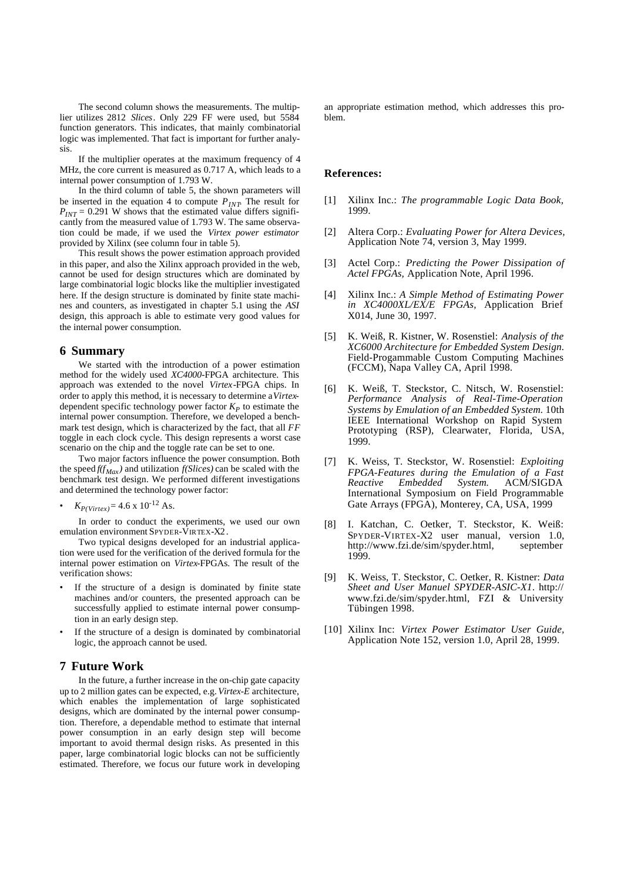The second column shows the measurements. The multiplier utilizes 2812 *Slices*. Only 229 FF were used, but 5584 function generators. This indicates, that mainly combinatorial logic was implemented. That fact is important for further analysis.

If the multiplier operates at the maximum frequency of 4 MHz, the core current is measured as 0.717 A, which leads to a internal power consumption of 1.793 W.

In the third column of table 5, the shown parameters will be inserted in the equation 4 to compute $P_{INT}$. The result for $P_{INT}$ = 0.291 W shows that the estimated value differs significantly from the measured value of 1.793 W. The same observation could be made, if we used the *Virtex power estimator* provided by Xilinx (see column four in table 5).

This result shows the power estimation approach provided in this paper, and also the Xilinx approach provided in the web, cannot be used for design structures which are dominated by large combinatorial logic blocks like the multiplier investigated here. If the design structure is dominated by finite state machines and counters, as investigated in chapter 5.1 using the *ASI* design, this approach is able to estimate very good values for the internal power consumption.

## 6 Summary

We started with the introduction of a power estimation method for the widely used *XC4000*-FPGA architecture. This approach was extended to the novel *Virtex*-FPGA chips. In order to apply this method, it is necessary to determine a *Virtex*-dependent specific technology power factor $K_P$ to estimate the internal power consumption. Therefore, we developed a benchmark test design, which is characterized by the fact, that all *FF* toggle in each clock cycle. This design represents a worst case scenario on the chip and the toggle rate can be set to one.

Two major factors influence the power consumption. Both the speed $f(f_{Max})$ and utilization *f(Slices)* can be scaled with the benchmark test design. We performed different investigations and determined the technology power factor:

- $K_{P(Virtex)} = 4.6 \times 10^{-12}$ As.

In order to conduct the experiments, we used our own emulation environment SPYDER-VIRTEX-X2.

Two typical designs developed for an industrial application were used for the verification of the derived formula for the internal power estimation on *Virtex*-FPGAs. The result of the verification shows:

- If the structure of a design is dominated by finite state machines and/or counters, the presented approach can be successfully applied to estimate internal power consumption in an early design step.
- If the structure of a design is dominated by combinatorial logic, the approach cannot be used.

## 7 Future Work

In the future, a further increase in the on-chip gate capacity up to 2 million gates can be expected, e.g. *Virtex-E* architecture, which enables the implementation of large sophisticated designs, which are dominated by the internal power consumption. Therefore, a dependable method to estimate that internal power consumption in an early design step will become important to avoid thermal design risks. As presented in this paper, large combinatorial logic blocks can not be sufficiently estimated. Therefore, we focus our future work in developing an appropriate estimation method, which addresses this problem.

### References:

[1] Xilinx Inc.: *The programmable Logic Data Book,* 1999.

[2] Altera Corp.: *Evaluating Power for Altera Devices,* Application Note 74, version 3, May 1999.

[3] Actel Corp.: *Predicting the Power Dissipation of Actel FPGAs,* Application Note, April 1996.

[4] Xilinx Inc.: *A Simple Method of Estimating Power in XC4000XL/EX/E FPGAs,* Application Brief X014, June 30, 1997.

[5] K. Weiß, R. Kistner, W. Rosenstiel: *Analysis of the XC6000 Architecture for Embedded System Design.* Field-Progammable Custom Computing Machines (FCCM), Napa Valley CA, April 1998.

[6] K. Weiß, T. Steckstor, C. Nitsch, W. Rosenstiel: *Performance Analysis of Real-Time-Operation Systems by Emulation of an Embedded System.* 10th IEEE International Workshop on Rapid System Prototyping (RSP), Clearwater, Florida, USA, 1999.

[7] K. Weiss, T. Steckstor, W. Rosenstiel: *Exploiting FPGA-Features during the Emulation of a Fast Reactive Embedded System.* ACM/SIGDA International Symposium on Field Programmable Gate Arrays (FPGA), Monterey, CA, USA, 1999

[8] I. Katchan, C. Oetker, T. Steckstor, K. Weiß: SPYDER-VIRTEX-X2 user manual, version 1.0, http://www.fzi.de/sim/spyder.html, september 1999.

[9] K. Weiss, T. Steckstor, C. Oetker, R. Kistner: *Data Sheet and User Manuel SPYDER-ASIC-X1*. http://www.fzi.de/sim/spyder.html, FZI & University Tübingen 1998.

[10] Xilinx Inc: *Virtex Power Estimator User Guide,* Application Note 152, version 1.0, April 28, 1999.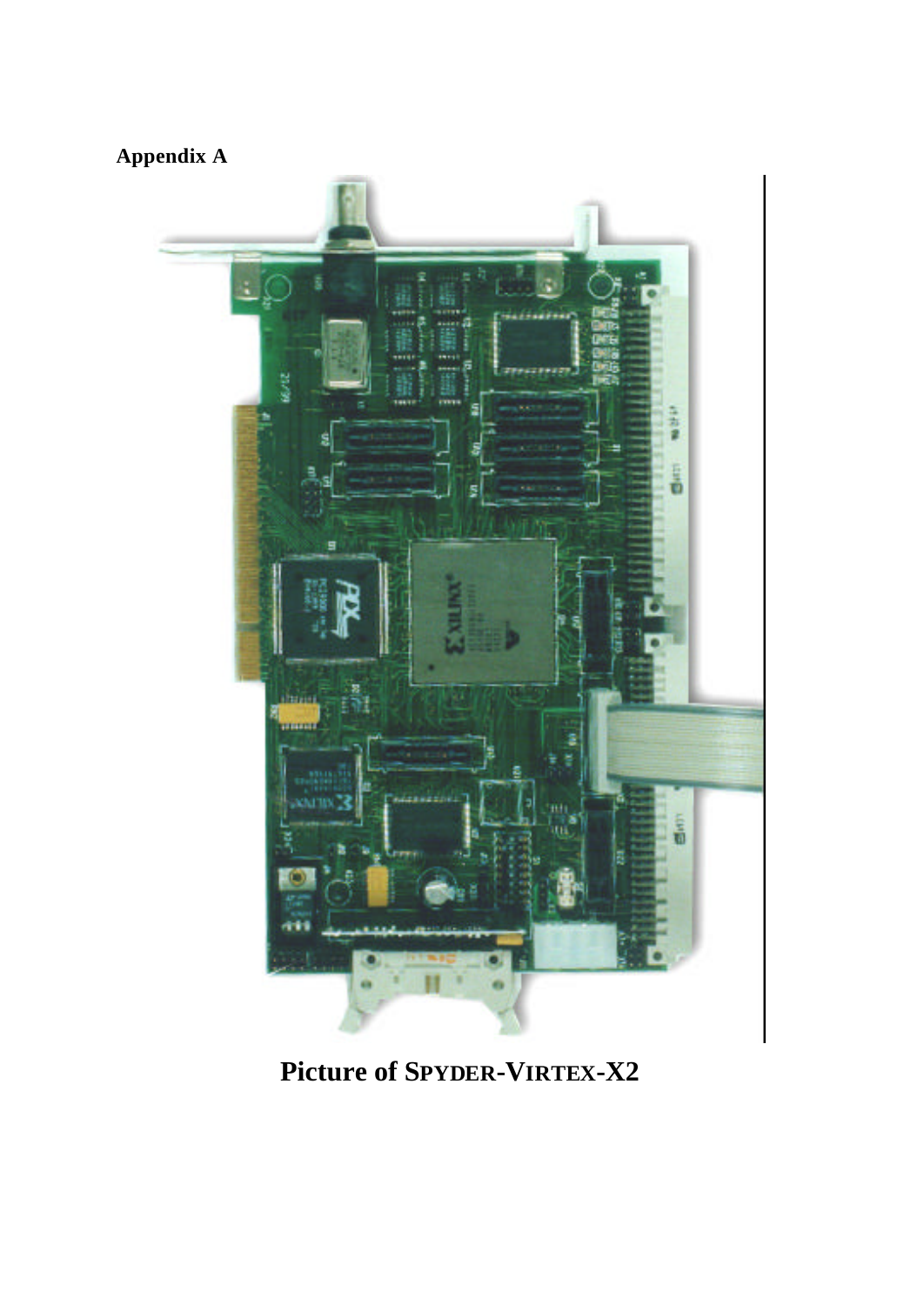**Appendix A**

**Picture of SPYDER-VIRTEX-X2**